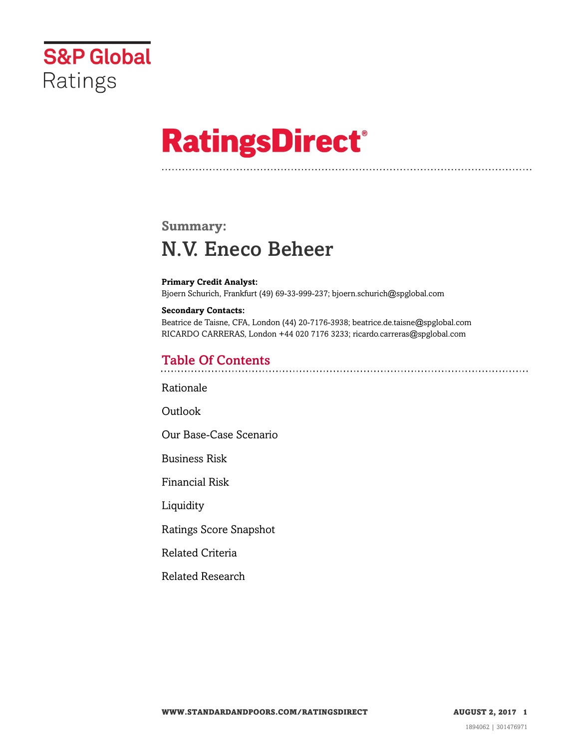S&P Global Ratings

# RatingsDirect®

## Summary:

# N.V. Eneco Beheer

**Primary Credit Analyst:**
Bjoern Schurich, Frankfurt (49) 69-33-999-237; bjoern.schurich@spglobal.com

**Secondary Contacts:**
Beatrice de Taisne, CFA, London (44) 20-7176-3938; beatrice.de.taisne@spglobal.com
RICARDO CARRERAS, London +44 020 7176 3233; ricardo.carreras@spglobal.com

## Table Of Contents

Rationale

Outlook

Our Base-Case Scenario

Business Risk

Financial Risk

Liquidity

Ratings Score Snapshot

Related Criteria

Related Research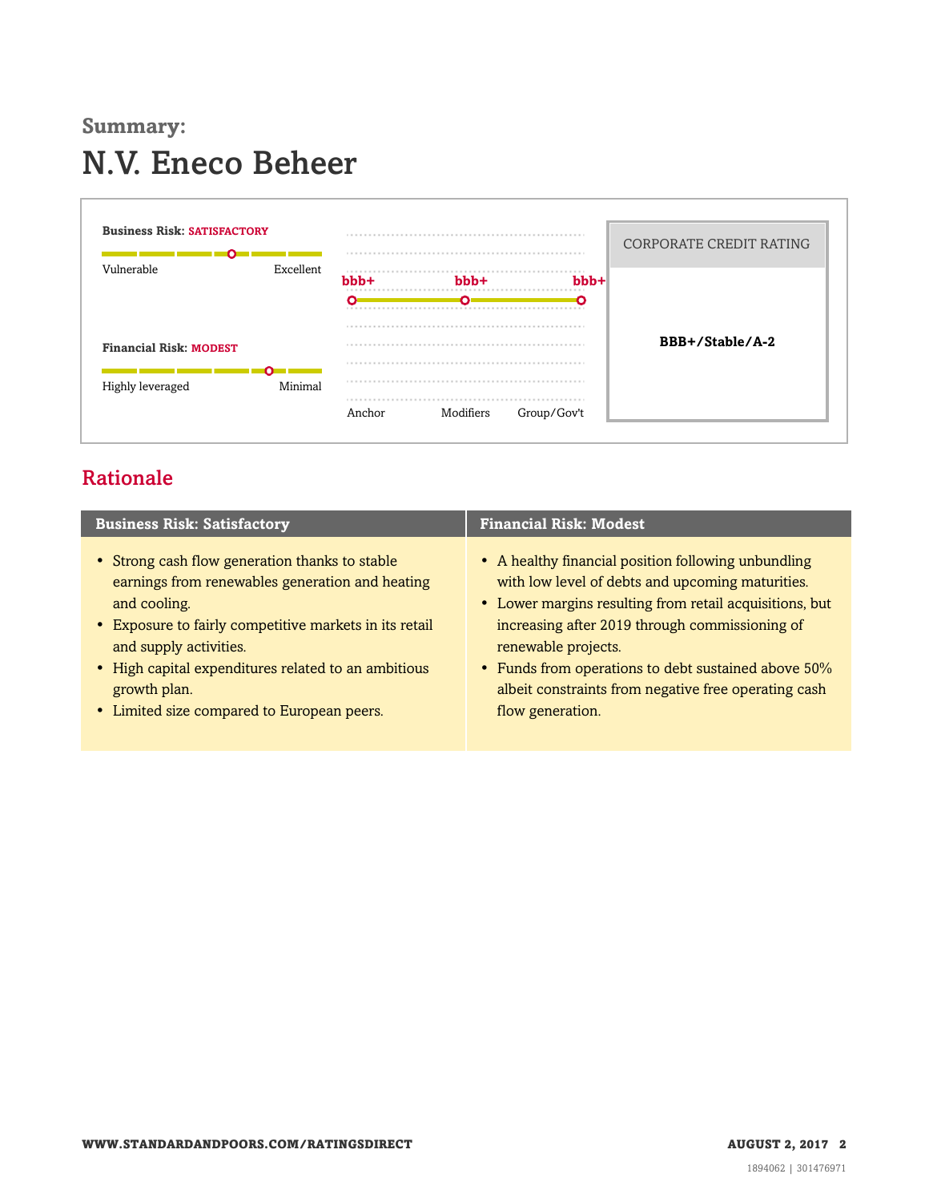**Summary:**

# N.V. Eneco Beheer

**Business Risk:** SATISFACTORY

Vulnerable — Excellent

**Financial Risk:** MODEST

Highly leveraged — Minimal

| Anchor | Modifiers | Group/Gov't |
|---|---|---|
| bbb+ | bbb+ | bbb+ |

| CORPORATE CREDIT RATING |
|---|
| **BBB+/Stable/A-2** |

## Rationale

| Business Risk: Satisfactory | Financial Risk: Modest |
|---|---|
| • Strong cash flow generation thanks to stable earnings from renewables generation and heating and cooling.<br>• Exposure to fairly competitive markets in its retail and supply activities.<br>• High capital expenditures related to an ambitious growth plan.<br>• Limited size compared to European peers. | • A healthy financial position following unbundling with low level of debts and upcoming maturities.<br>• Lower margins resulting from retail acquisitions, but increasing after 2019 through commissioning of renewable projects.<br>• Funds from operations to debt sustained above 50% albeit constraints from negative free operating cash flow generation. |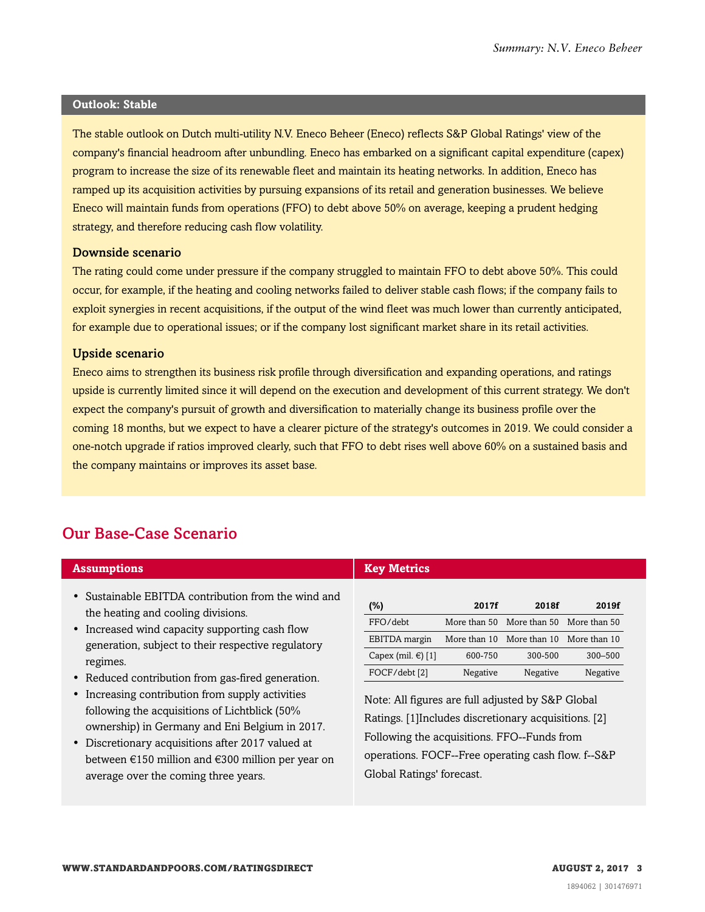## Outlook: Stable

The stable outlook on Dutch multi-utility N.V. Eneco Beheer (Eneco) reflects S&P Global Ratings' view of the company's financial headroom after unbundling. Eneco has embarked on a significant capital expenditure (capex) program to increase the size of its renewable fleet and maintain its heating networks. In addition, Eneco has ramped up its acquisition activities by pursuing expansions of its retail and generation businesses. We believe Eneco will maintain funds from operations (FFO) to debt above 50% on average, keeping a prudent hedging strategy, and therefore reducing cash flow volatility.

### Downside scenario

The rating could come under pressure if the company struggled to maintain FFO to debt above 50%. This could occur, for example, if the heating and cooling networks failed to deliver stable cash flows; if the company fails to exploit synergies in recent acquisitions, if the output of the wind fleet was much lower than currently anticipated, for example due to operational issues; or if the company lost significant market share in its retail activities.

### Upside scenario

Eneco aims to strengthen its business risk profile through diversification and expanding operations, and ratings upside is currently limited since it will depend on the execution and development of this current strategy. We don't expect the company's pursuit of growth and diversification to materially change its business profile over the coming 18 months, but we expect to have a clearer picture of the strategy's outcomes in 2019. We could consider a one-notch upgrade if ratios improved clearly, such that FFO to debt rises well above 60% on a sustained basis and the company maintains or improves its asset base.

## Our Base-Case Scenario

### Assumptions

- Sustainable EBITDA contribution from the wind and the heating and cooling divisions.
- Increased wind capacity supporting cash flow generation, subject to their respective regulatory regimes.
- Reduced contribution from gas-fired generation.
- Increasing contribution from supply activities following the acquisitions of Lichtblick (50% ownership) in Germany and Eni Belgium in 2017.
- Discretionary acquisitions after 2017 valued at between €150 million and €300 million per year on average over the coming three years.

### Key Metrics

| (%) | 2017f | 2018f | 2019f |
|---|---|---|---|
| FFO/debt | More than 50 | More than 50 | More than 50 |
| EBITDA margin | More than 10 | More than 10 | More than 10 |
| Capex (mil. €) [1] | 600-750 | 300-500 | 300–500 |
| FOCF/debt [2] | Negative | Negative | Negative |

Note: All figures are full adjusted by S&P Global Ratings. [1]Includes discretionary acquisitions. [2] Following the acquisitions. FFO--Funds from operations. FOCF--Free operating cash flow. f--S&P Global Ratings' forecast.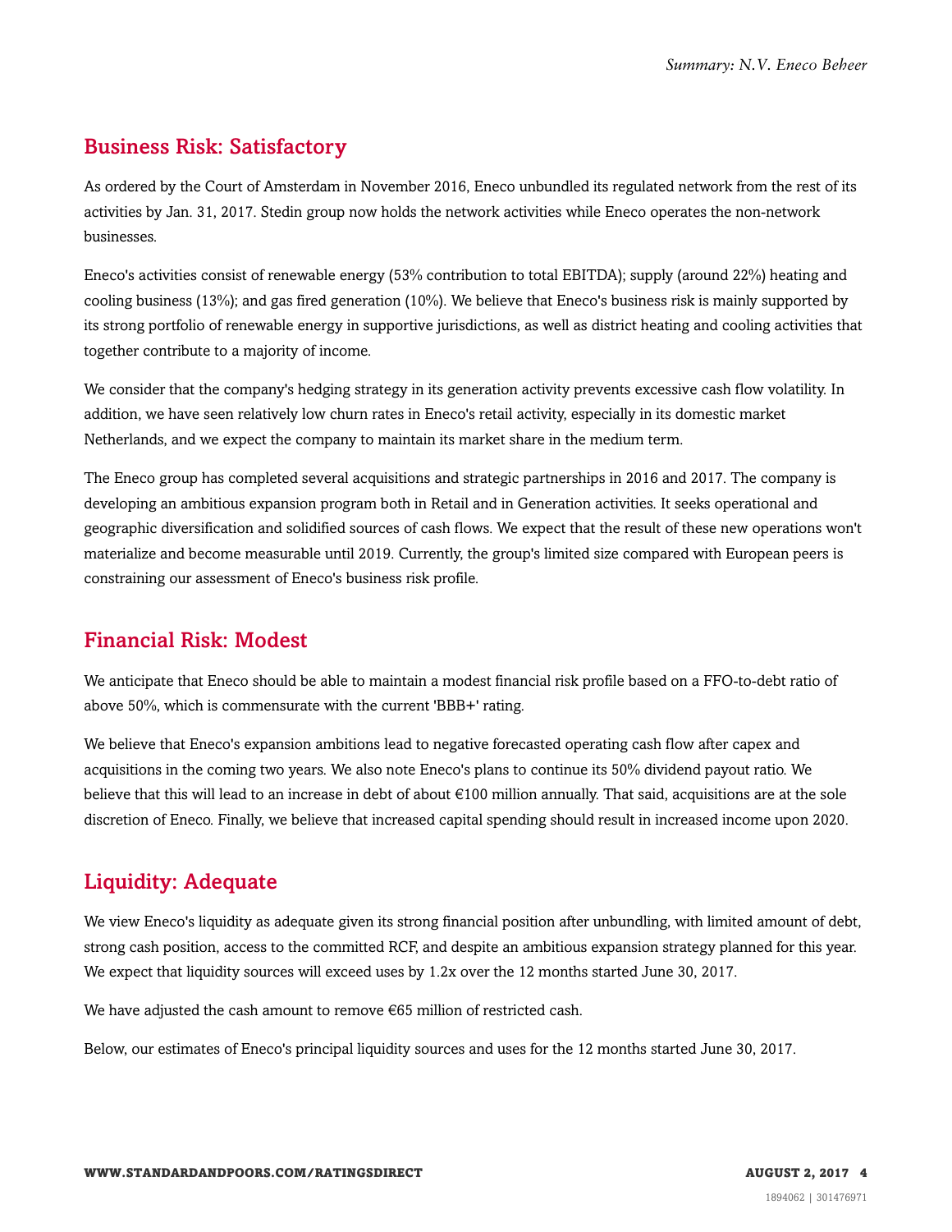## Business Risk: Satisfactory

As ordered by the Court of Amsterdam in November 2016, Eneco unbundled its regulated network from the rest of its activities by Jan. 31, 2017. Stedin group now holds the network activities while Eneco operates the non-network businesses.

Eneco's activities consist of renewable energy (53% contribution to total EBITDA); supply (around 22%) heating and cooling business (13%); and gas fired generation (10%). We believe that Eneco's business risk is mainly supported by its strong portfolio of renewable energy in supportive jurisdictions, as well as district heating and cooling activities that together contribute to a majority of income.

We consider that the company's hedging strategy in its generation activity prevents excessive cash flow volatility. In addition, we have seen relatively low churn rates in Eneco's retail activity, especially in its domestic market Netherlands, and we expect the company to maintain its market share in the medium term.

The Eneco group has completed several acquisitions and strategic partnerships in 2016 and 2017. The company is developing an ambitious expansion program both in Retail and in Generation activities. It seeks operational and geographic diversification and solidified sources of cash flows. We expect that the result of these new operations won't materialize and become measurable until 2019. Currently, the group's limited size compared with European peers is constraining our assessment of Eneco's business risk profile.

## Financial Risk: Modest

We anticipate that Eneco should be able to maintain a modest financial risk profile based on a FFO-to-debt ratio of above 50%, which is commensurate with the current 'BBB+' rating.

We believe that Eneco's expansion ambitions lead to negative forecasted operating cash flow after capex and acquisitions in the coming two years. We also note Eneco's plans to continue its 50% dividend payout ratio. We believe that this will lead to an increase in debt of about €100 million annually. That said, acquisitions are at the sole discretion of Eneco. Finally, we believe that increased capital spending should result in increased income upon 2020.

## Liquidity: Adequate

We view Eneco's liquidity as adequate given its strong financial position after unbundling, with limited amount of debt, strong cash position, access to the committed RCF, and despite an ambitious expansion strategy planned for this year. We expect that liquidity sources will exceed uses by 1.2x over the 12 months started June 30, 2017.

We have adjusted the cash amount to remove €65 million of restricted cash.

Below, our estimates of Eneco's principal liquidity sources and uses for the 12 months started June 30, 2017.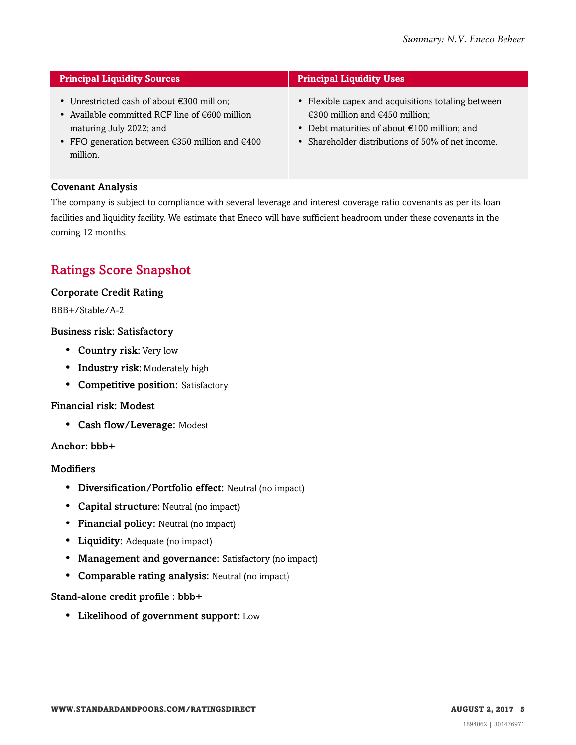| Principal Liquidity Sources | Principal Liquidity Uses |
|---|---|
| • Unrestricted cash of about €300 million;<br>• Available committed RCF line of €600 million maturing July 2022; and<br>• FFO generation between €350 million and €400 million. | • Flexible capex and acquisitions totaling between €300 million and €450 million;<br>• Debt maturities of about €100 million; and<br>• Shareholder distributions of 50% of net income. |

### Covenant Analysis

The company is subject to compliance with several leverage and interest coverage ratio covenants as per its loan facilities and liquidity facility. We estimate that Eneco will have sufficient headroom under these covenants in the coming 12 months.

## Ratings Score Snapshot

### Corporate Credit Rating

BBB+/Stable/A-2

### Business risk: Satisfactory

- **Country risk:** Very low
- **Industry risk:** Moderately high
- **Competitive position:** Satisfactory

### Financial risk: Modest

- **Cash flow/Leverage:** Modest

### Anchor: bbb+

### Modifiers

- **Diversification/Portfolio effect:** Neutral (no impact)
- **Capital structure:** Neutral (no impact)
- **Financial policy:** Neutral (no impact)
- **Liquidity:** Adequate (no impact)
- **Management and governance:** Satisfactory (no impact)
- **Comparable rating analysis:** Neutral (no impact)

### Stand-alone credit profile : bbb+

- **Likelihood of government support:** Low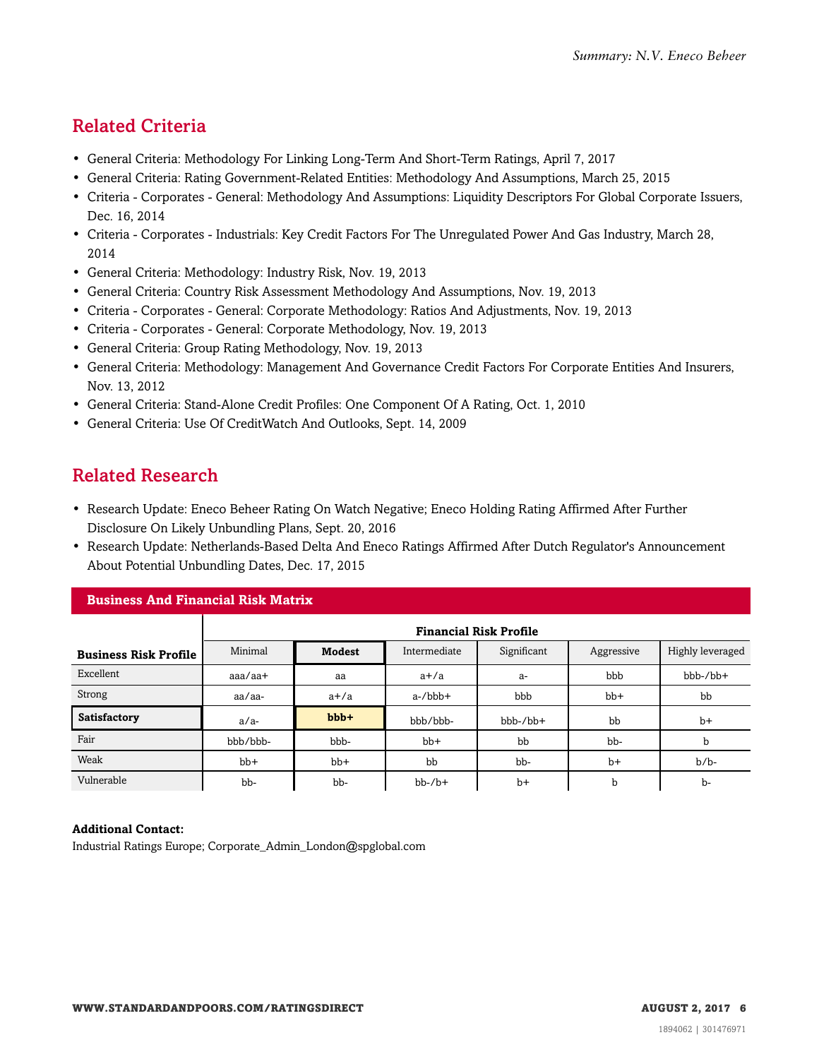## Related Criteria

- General Criteria: Methodology For Linking Long-Term And Short-Term Ratings, April 7, 2017
- General Criteria: Rating Government-Related Entities: Methodology And Assumptions, March 25, 2015
- Criteria - Corporates - General: Methodology And Assumptions: Liquidity Descriptors For Global Corporate Issuers, Dec. 16, 2014
- Criteria - Corporates - Industrials: Key Credit Factors For The Unregulated Power And Gas Industry, March 28, 2014
- General Criteria: Methodology: Industry Risk, Nov. 19, 2013
- General Criteria: Country Risk Assessment Methodology And Assumptions, Nov. 19, 2013
- Criteria - Corporates - General: Corporate Methodology: Ratios And Adjustments, Nov. 19, 2013
- Criteria - Corporates - General: Corporate Methodology, Nov. 19, 2013
- General Criteria: Group Rating Methodology, Nov. 19, 2013
- General Criteria: Methodology: Management And Governance Credit Factors For Corporate Entities And Insurers, Nov. 13, 2012
- General Criteria: Stand-Alone Credit Profiles: One Component Of A Rating, Oct. 1, 2010
- General Criteria: Use Of CreditWatch And Outlooks, Sept. 14, 2009

## Related Research

- Research Update: Eneco Beheer Rating On Watch Negative; Eneco Holding Rating Affirmed After Further Disclosure On Likely Unbundling Plans, Sept. 20, 2016
- Research Update: Netherlands-Based Delta And Eneco Ratings Affirmed After Dutch Regulator's Announcement About Potential Unbundling Dates, Dec. 17, 2015

**Business And Financial Risk Matrix**

| | Financial Risk Profile | | | | | |
|---|---|---|---|---|---|---|
| **Business Risk Profile** | Minimal | **Modest** | Intermediate | Significant | Aggressive | Highly leveraged |
| Excellent | aaa/aa+ | aa | a+/a | a- | bbb | bbb-/bb+ |
| Strong | aa/aa- | a+/a | a-/bbb+ | bbb | bb+ | bb |
| **Satisfactory** | a/a- | **bbb+** | bbb/bbb- | bbb-/bb+ | bb | b+ |
| Fair | bbb/bbb- | bbb- | bb+ | bb | bb- | b |
| Weak | bb+ | bb+ | bb | bb- | b+ | b/b- |
| Vulnerable | bb- | bb- | bb-/b+ | b+ | b | b- |

**Additional Contact:**
Industrial Ratings Europe; Corporate_Admin_London@spglobal.com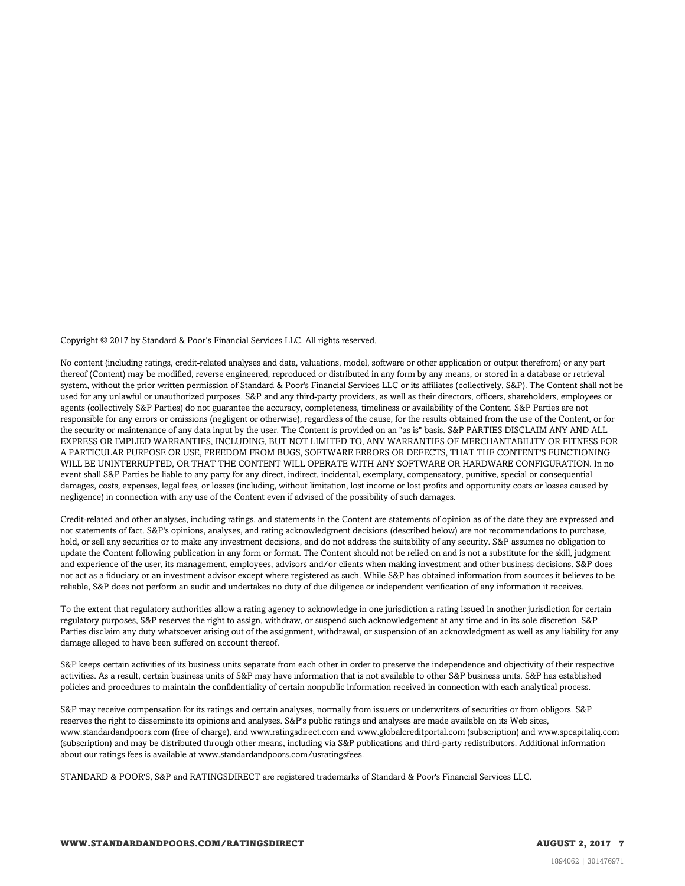Copyright © 2017 by Standard & Poor's Financial Services LLC. All rights reserved.

No content (including ratings, credit-related analyses and data, valuations, model, software or other application or output therefrom) or any part thereof (Content) may be modified, reverse engineered, reproduced or distributed in any form by any means, or stored in a database or retrieval system, without the prior written permission of Standard & Poor's Financial Services LLC or its affiliates (collectively, S&P). The Content shall not be used for any unlawful or unauthorized purposes. S&P and any third-party providers, as well as their directors, officers, shareholders, employees or agents (collectively S&P Parties) do not guarantee the accuracy, completeness, timeliness or availability of the Content. S&P Parties are not responsible for any errors or omissions (negligent or otherwise), regardless of the cause, for the results obtained from the use of the Content, or for the security or maintenance of any data input by the user. The Content is provided on an "as is" basis. S&P PARTIES DISCLAIM ANY AND ALL EXPRESS OR IMPLIED WARRANTIES, INCLUDING, BUT NOT LIMITED TO, ANY WARRANTIES OF MERCHANTABILITY OR FITNESS FOR A PARTICULAR PURPOSE OR USE, FREEDOM FROM BUGS, SOFTWARE ERRORS OR DEFECTS, THAT THE CONTENT'S FUNCTIONING WILL BE UNINTERRUPTED, OR THAT THE CONTENT WILL OPERATE WITH ANY SOFTWARE OR HARDWARE CONFIGURATION. In no event shall S&P Parties be liable to any party for any direct, indirect, incidental, exemplary, compensatory, punitive, special or consequential damages, costs, expenses, legal fees, or losses (including, without limitation, lost income or lost profits and opportunity costs or losses caused by negligence) in connection with any use of the Content even if advised of the possibility of such damages.

Credit-related and other analyses, including ratings, and statements in the Content are statements of opinion as of the date they are expressed and not statements of fact. S&P's opinions, analyses, and rating acknowledgment decisions (described below) are not recommendations to purchase, hold, or sell any securities or to make any investment decisions, and do not address the suitability of any security. S&P assumes no obligation to update the Content following publication in any form or format. The Content should not be relied on and is not a substitute for the skill, judgment and experience of the user, its management, employees, advisors and/or clients when making investment and other business decisions. S&P does not act as a fiduciary or an investment advisor except where registered as such. While S&P has obtained information from sources it believes to be reliable, S&P does not perform an audit and undertakes no duty of due diligence or independent verification of any information it receives.

To the extent that regulatory authorities allow a rating agency to acknowledge in one jurisdiction a rating issued in another jurisdiction for certain regulatory purposes, S&P reserves the right to assign, withdraw, or suspend such acknowledgement at any time and in its sole discretion. S&P Parties disclaim any duty whatsoever arising out of the assignment, withdrawal, or suspension of an acknowledgment as well as any liability for any damage alleged to have been suffered on account thereof.

S&P keeps certain activities of its business units separate from each other in order to preserve the independence and objectivity of their respective activities. As a result, certain business units of S&P may have information that is not available to other S&P business units. S&P has established policies and procedures to maintain the confidentiality of certain nonpublic information received in connection with each analytical process.

S&P may receive compensation for its ratings and certain analyses, normally from issuers or underwriters of securities or from obligors. S&P reserves the right to disseminate its opinions and analyses. S&P's public ratings and analyses are made available on its Web sites, www.standardandpoors.com (free of charge), and www.ratingsdirect.com and www.globalcreditportal.com (subscription) and www.spcapitaliq.com (subscription) and may be distributed through other means, including via S&P publications and third-party redistributors. Additional information about our ratings fees is available at www.standardandpoors.com/usratingsfees.

STANDARD & POOR'S, S&P and RATINGSDIRECT are registered trademarks of Standard & Poor's Financial Services LLC.